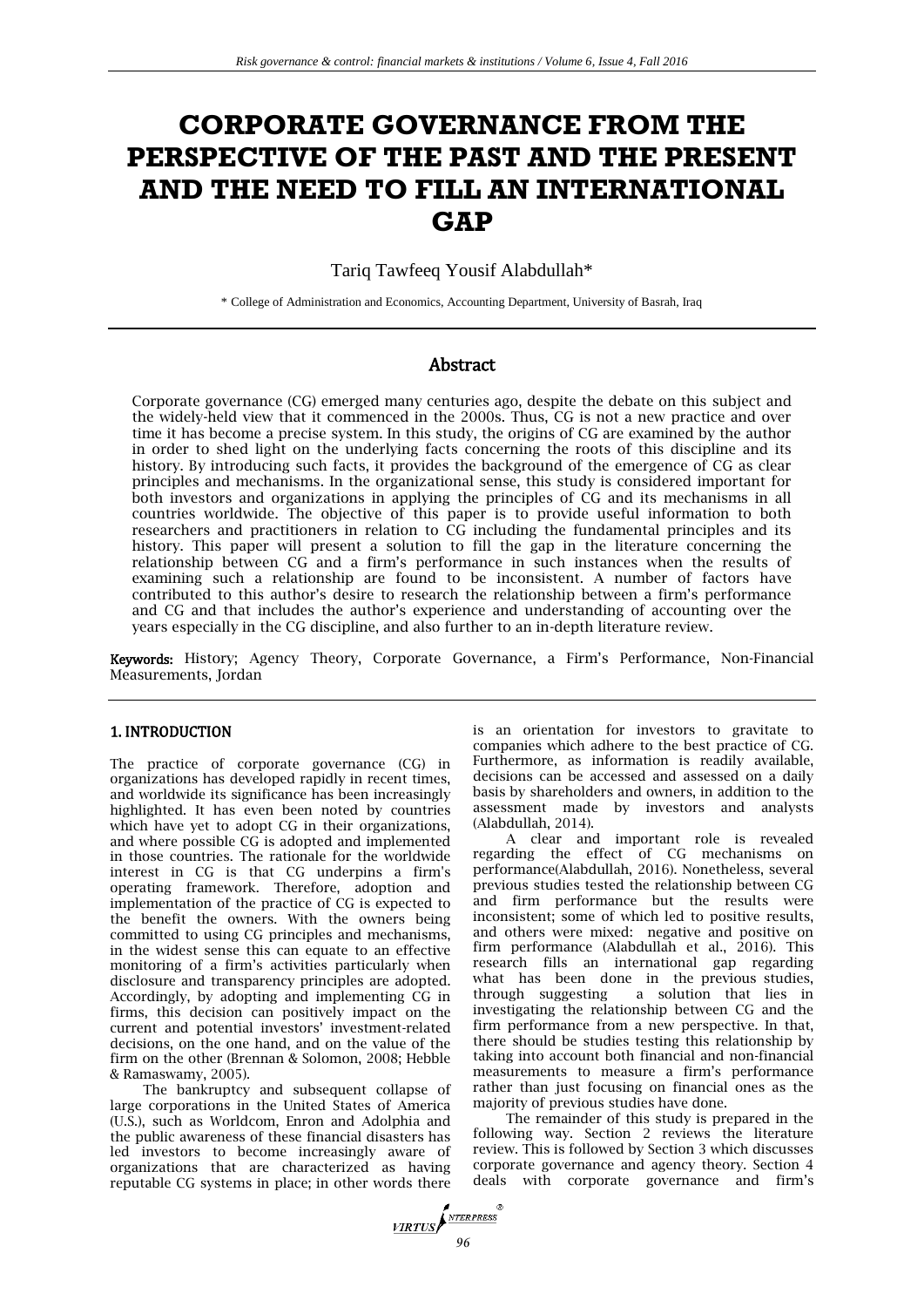# CORPORATE GOVERNANCE FROM THE PERSPECTIVE OF THE PAST AND THE PRESENT AND THE NEED TO FILL AN INTERNATIONAL GAP

Tariq Tawfeeq Yousif Alabdullah*

\* College of Administration and Economics, Accounting Department, University of Basrah, Iraq

## Abstract

Corporate governance (CG) emerged many centuries ago, despite the debate on this subject and the widely-held view that it commenced in the 2000s. Thus, CG is not a new practice and over time it has become a precise system. In this study, the origins of CG are examined by the author in order to shed light on the underlying facts concerning the roots of this discipline and its history. By introducing such facts, it provides the background of the emergence of CG as clear principles and mechanisms. In the organizational sense, this study is considered important for both investors and organizations in applying the principles of CG and its mechanisms in all countries worldwide. The objective of this paper is to provide useful information to both researchers and practitioners in relation to CG including the fundamental principles and its history. This paper will present a solution to fill the gap in the literature concerning the relationship between CG and a firm's performance in such instances when the results of examining such a relationship are found to be inconsistent. A number of factors have contributed to this author's desire to research the relationship between a firm's performance and CG and that includes the author's experience and understanding of accounting over the years especially in the CG discipline, and also further to an in-depth literature review.

**Keywords:** History; Agency Theory, Corporate Governance, a Firm's Performance, Non-Financial Measurements, Jordan

## 1. INTRODUCTION

The practice of corporate governance (CG) in organizations has developed rapidly in recent times, and worldwide its significance has been increasingly highlighted. It has even been noted by countries which have yet to adopt CG in their organizations, and where possible CG is adopted and implemented in those countries. The rationale for the worldwide interest in CG is that CG underpins a firm's operating framework. Therefore, adoption and implementation of the practice of CG is expected to the benefit the owners. With the owners being committed to using CG principles and mechanisms, in the widest sense this can equate to an effective monitoring of a firm's activities particularly when disclosure and transparency principles are adopted. Accordingly, by adopting and implementing CG in firms, this decision can positively impact on the current and potential investors' investment-related decisions, on the one hand, and on the value of the firm on the other (Brennan & Solomon, 2008; Hebble & Ramaswamy, 2005).

The bankruptcy and subsequent collapse of large corporations in the United States of America (U.S.), such as Worldcom, Enron and Adolphia and the public awareness of these financial disasters has led investors to become increasingly aware of organizations that are characterized as having reputable CG systems in place; in other words there is an orientation for investors to gravitate to companies which adhere to the best practice of CG. Furthermore, as information is readily available, decisions can be accessed and assessed on a daily basis by shareholders and owners, in addition to the assessment made by investors and analysts (Alabdullah, 2014).

A clear and important role is revealed regarding the effect of CG mechanisms on performance(Alabdullah, 2016). Nonetheless, several previous studies tested the relationship between CG and firm performance but the results were inconsistent; some of which led to positive results, and others were mixed: negative and positive on firm performance (Alabdullah et al., 2016). This research fills an international gap regarding what has been done in the previous studies, through suggesting a solution that lies in investigating the relationship between CG and the firm performance from a new perspective. In that, there should be studies testing this relationship by taking into account both financial and non-financial measurements to measure a firm's performance rather than just focusing on financial ones as the majority of previous studies have done.

The remainder of this study is prepared in the following way. Section 2 reviews the literature review. This is followed by Section 3 which discusses corporate governance and agency theory. Section 4 deals with corporate governance and firm's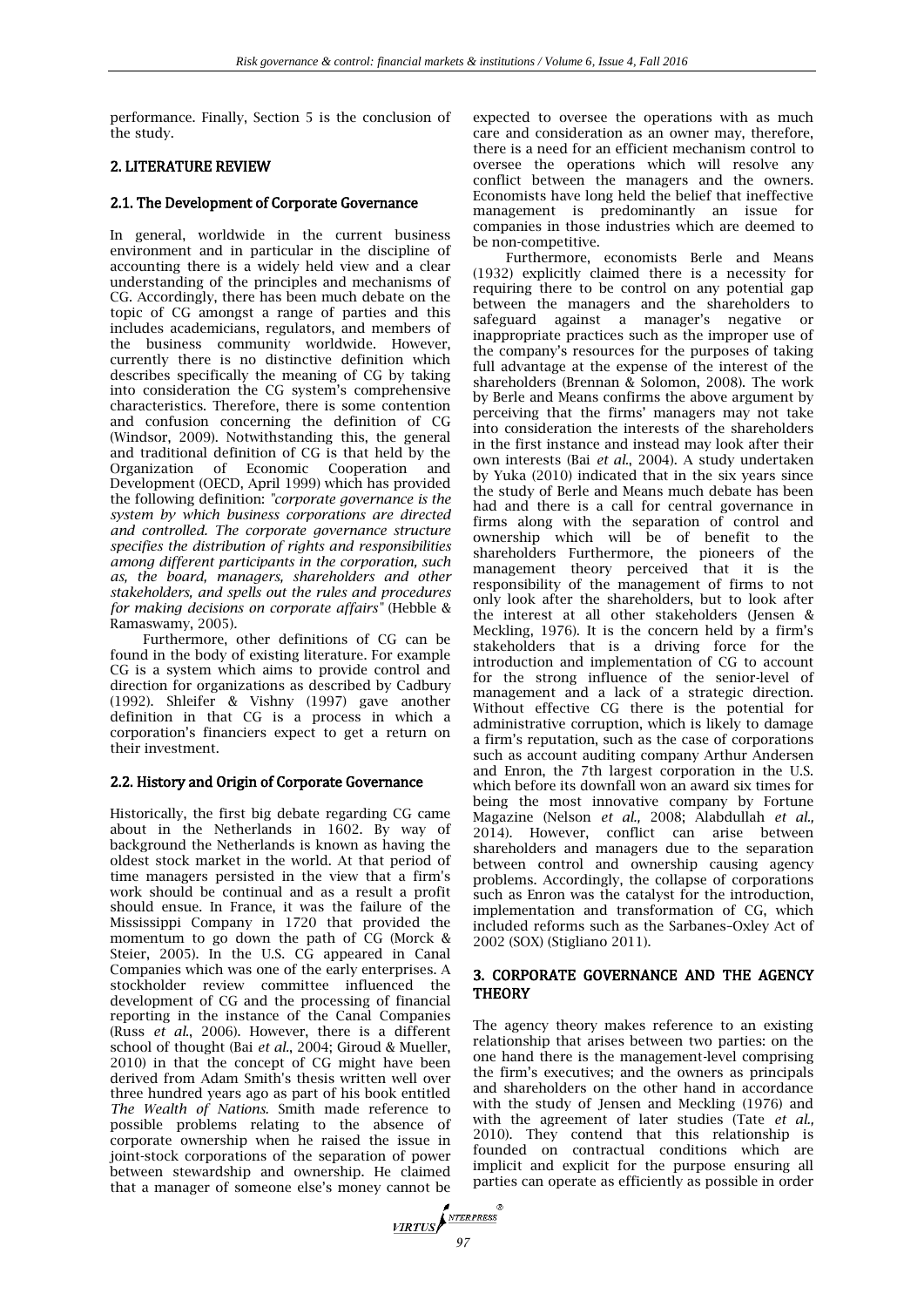performance. Finally, Section 5 is the conclusion of the study.

## 2. LITERATURE REVIEW

### 2.1. The Development of Corporate Governance

In general, worldwide in the current business environment and in particular in the discipline of accounting there is a widely held view and a clear understanding of the principles and mechanisms of CG. Accordingly, there has been much debate on the topic of CG amongst a range of parties and this includes academicians, regulators, and members of the business community worldwide. However, currently there is no distinctive definition which describes specifically the meaning of CG by taking into consideration the CG system's comprehensive characteristics. Therefore, there is some contention and confusion concerning the definition of CG (Windsor, 2009). Notwithstanding this, the general and traditional definition of CG is that held by the Organization of Economic Cooperation and Development (OECD, April 1999) which has provided the following definition: *"corporate governance is the system by which business corporations are directed and controlled. The corporate governance structure specifies the distribution of rights and responsibilities among different participants in the corporation, such as, the board, managers, shareholders and other stakeholders, and spells out the rules and procedures for making decisions on corporate affairs"* (Hebble & Ramaswamy, 2005).

Furthermore, other definitions of CG can be found in the body of existing literature. For example CG is a system which aims to provide control and direction for organizations as described by Cadbury (1992). Shleifer & Vishny (1997) gave another definition in that CG is a process in which a corporation's financiers expect to get a return on their investment.

### 2.2. History and Origin of Corporate Governance

Historically, the first big debate regarding CG came about in the Netherlands in 1602. By way of background the Netherlands is known as having the oldest stock market in the world. At that period of time managers persisted in the view that a firm's work should be continual and as a result a profit should ensue. In France, it was the failure of the Mississippi Company in 1720 that provided the momentum to go down the path of CG (Morck & Steier, 2005). In the U.S. CG appeared in Canal Companies which was one of the early enterprises. A stockholder review committee influenced the development of CG and the processing of financial reporting in the instance of the Canal Companies (Russ *et al.*, 2006). However, there is a different school of thought (Bai *et al.*, 2004; Giroud & Mueller, 2010) in that the concept of CG might have been derived from Adam Smith's thesis written well over three hundred years ago as part of his book entitled *The Wealth of Nations.* Smith made reference to possible problems relating to the absence of corporate ownership when he raised the issue in joint-stock corporations of the separation of power between stewardship and ownership. He claimed that a manager of someone else's money cannot be expected to oversee the operations with as much care and consideration as an owner may, therefore, there is a need for an efficient mechanism control to oversee the operations which will resolve any conflict between the managers and the owners. Economists have long held the belief that ineffective management is predominantly an issue for companies in those industries which are deemed to be non-competitive.

Furthermore, economists Berle and Means (1932) explicitly claimed there is a necessity for requiring there to be control on any potential gap between the managers and the shareholders to safeguard against a manager's negative or inappropriate practices such as the improper use of the company's resources for the purposes of taking full advantage at the expense of the interest of the shareholders (Brennan & Solomon, 2008). The work by Berle and Means confirms the above argument by perceiving that the firms' managers may not take into consideration the interests of the shareholders in the first instance and instead may look after their own interests (Bai *et al.*, 2004). A study undertaken by Yuka (2010) indicated that in the six years since the study of Berle and Means much debate has been had and there is a call for central governance in firms along with the separation of control and ownership which will be of benefit to the shareholders Furthermore, the pioneers of the management theory perceived that it is the responsibility of the management of firms to not only look after the shareholders, but to look after the interest at all other stakeholders (Jensen & Meckling, 1976). It is the concern held by a firm's stakeholders that is a driving force for the introduction and implementation of CG to account for the strong influence of the senior-level of management and a lack of a strategic direction. Without effective CG there is the potential for administrative corruption, which is likely to damage a firm's reputation, such as the case of corporations such as account auditing company Arthur Andersen and Enron, the 7th largest corporation in the U.S. which before its downfall won an award six times for being the most innovative company by Fortune Magazine (Nelson *et al.,* 2008; Alabdullah *et al.,* 2014). However, conflict can arise between shareholders and managers due to the separation between control and ownership causing agency problems. Accordingly, the collapse of corporations such as Enron was the catalyst for the introduction, implementation and transformation of CG, which included reforms such as the Sarbanes–Oxley Act of 2002 (SOX) (Stigliano 2011).

## 3. CORPORATE GOVERNANCE AND THE AGENCY THEORY

The agency theory makes reference to an existing relationship that arises between two parties: on the one hand there is the management-level comprising the firm's executives; and the owners as principals and shareholders on the other hand in accordance with the study of Jensen and Meckling (1976) and with the agreement of later studies (Tate *et al.,* 2010). They contend that this relationship is founded on contractual conditions which are implicit and explicit for the purpose ensuring all parties can operate as efficiently as possible in order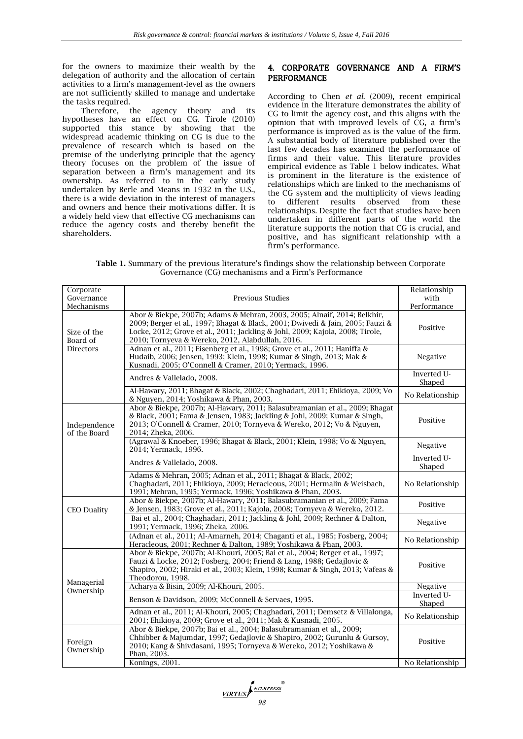for the owners to maximize their wealth by the delegation of authority and the allocation of certain activities to a firm's management-level as the owners are not sufficiently skilled to manage and undertake the tasks required.

Therefore, the agency theory and its hypotheses have an effect on CG. Tirole (2010) supported this stance by showing that the widespread academic thinking on CG is due to the prevalence of research which is based on the premise of the underlying principle that the agency theory focuses on the problem of the issue of separation between a firm's management and its ownership. As referred to in the early study undertaken by Berle and Means in 1932 in the U.S., there is a wide deviation in the interest of managers and owners and hence their motivations differ. It is a widely held view that effective CG mechanisms can reduce the agency costs and thereby benefit the shareholders.

## 4. CORPORATE GOVERNANCE AND A FIRM'S PERFORMANCE

According to Chen *et al.* (2009), recent empirical evidence in the literature demonstrates the ability of CG to limit the agency cost, and this aligns with the opinion that with improved levels of CG, a firm's performance is improved as is the value of the firm. A substantial body of literature published over the last few decades has examined the performance of firms and their value. This literature provides empirical evidence as Table 1 below indicates. What is prominent in the literature is the existence of relationships which are linked to the mechanisms of the CG system and the multiplicity of views leading to different results observed from these relationships. Despite the fact that studies have been undertaken in different parts of the world the literature supports the notion that CG is crucial, and positive, and has significant relationship with a firm's performance.

**Table 1.** Summary of the previous literature's findings show the relationship between Corporate Governance (CG) mechanisms and a Firm's Performance

| Corporate Governance Mechanisms | Previous Studies | Relationship with Performance |
|---|---|---|
| Size of the Board of Directors | Abor & Biekpe, 2007b; Adams & Mehran, 2003, 2005; Alnaif, 2014; Belkhir, 2009; Berger et al., 1997; Bhagat & Black, 2001; Dwivedi & Jain, 2005; Fauzi & Locke, 2012; Grove et al., 2011; Jackling & Johl, 2009; Kajola, 2008; Tirole, 2010; Tornyeva & Wereko, 2012, Alabdullah, 2016. | Positive |
| | Adnan et al., 2011; Eisenberg et al., 1998; Grove et al., 2011; Haniffa & Hudaib, 2006; Jensen, 1993; Klein, 1998; Kumar & Singh, 2013; Mak & Kusnadi, 2005; O'Connell & Cramer, 2010; Yermack, 1996. | Negative |
| | Andres & Vallelado, 2008. | Inverted U-Shaped |
| | Al-Hawary, 2011; Bhagat & Black, 2002; Chaghadari, 2011; Ehikioya, 2009; Vo & Nguyen, 2014; Yoshikawa & Phan, 2003. | No Relationship |
| Independence of the Board | Abor & Biekpe, 2007b; Al-Hawary, 2011; Balasubramanian et al., 2009; Bhagat & Black, 2001; Fama & Jensen, 1983; Jackling & Johl, 2009; Kumar & Singh, 2013; O'Connell & Cramer, 2010; Tornyeva & Wereko, 2012; Vo & Nguyen, 2014; Zheka, 2006. | Positive |
| | (Agrawal & Knoeber, 1996; Bhagat & Black, 2001; Klein, 1998; Vo & Nguyen, 2014; Yermack, 1996. | Negative |
| | Andres & Vallelado, 2008. | Inverted U-Shaped |
| | Adams & Mehran, 2005; Adnan et al., 2011; Bhagat & Black, 2002; Chaghadari, 2011; Ehikioya, 2009; Heracleous, 2001; Hermalin & Weisbach, 1991; Mehran, 1995; Yermack, 1996; Yoshikawa & Phan, 2003. | No Relationship |
| CEO Duality | Abor & Biekpe, 2007b; Al-Hawary, 2011; Balasubramanian et al., 2009; Fama & Jensen, 1983; Grove et al., 2011; Kajola, 2008; Tornyeva & Wereko, 2012. | Positive |
| | Bai et al., 2004; Chaghadari, 2011; Jackling & Johl, 2009; Rechner & Dalton, 1991; Yermack, 1996; Zheka, 2006. | Negative |
| | (Adnan et al., 2011; Al-Amarneh, 2014; Chaganti et al., 1985; Fosberg, 2004; Heracleous, 2001; Rechner & Dalton, 1989; Yoshikawa & Phan, 2003. | No Relationship |
| Managerial Ownership | Abor & Biekpe, 2007b; Al-Khouri, 2005; Bai et al., 2004; Berger et al., 1997; Fauzi & Locke, 2012; Fosberg, 2004; Friend & Lang, 1988; Gedajlovic & Shapiro, 2002; Hiraki et al., 2003; Klein, 1998; Kumar & Singh, 2013; Vafeas & Theodorou, 1998. | Positive |
| | Acharya & Bisin, 2009; Al-Khouri, 2005. | Negative |
| | Benson & Davidson, 2009; McConnell & Servaes, 1995. | Inverted U-Shaped |
| | Adnan et al., 2011; Al-Khouri, 2005; Chaghadari, 2011; Demsetz & Villalonga, 2001; Ehikioya, 2009; Grove et al., 2011; Mak & Kusnadi, 2005. | No Relationship |
| Foreign Ownership | Abor & Biekpe, 2007b; Bai et al., 2004; Balasubramanian et al., 2009; Chhibber & Majumdar, 1997; Gedajlovic & Shapiro, 2002; Gurunlu & Gursoy, 2010; Kang & Shivdasani, 1995; Tornyeva & Wereko, 2012; Yoshikawa & Phan, 2003. | Positive |
| | Konings, 2001. | No Relationship |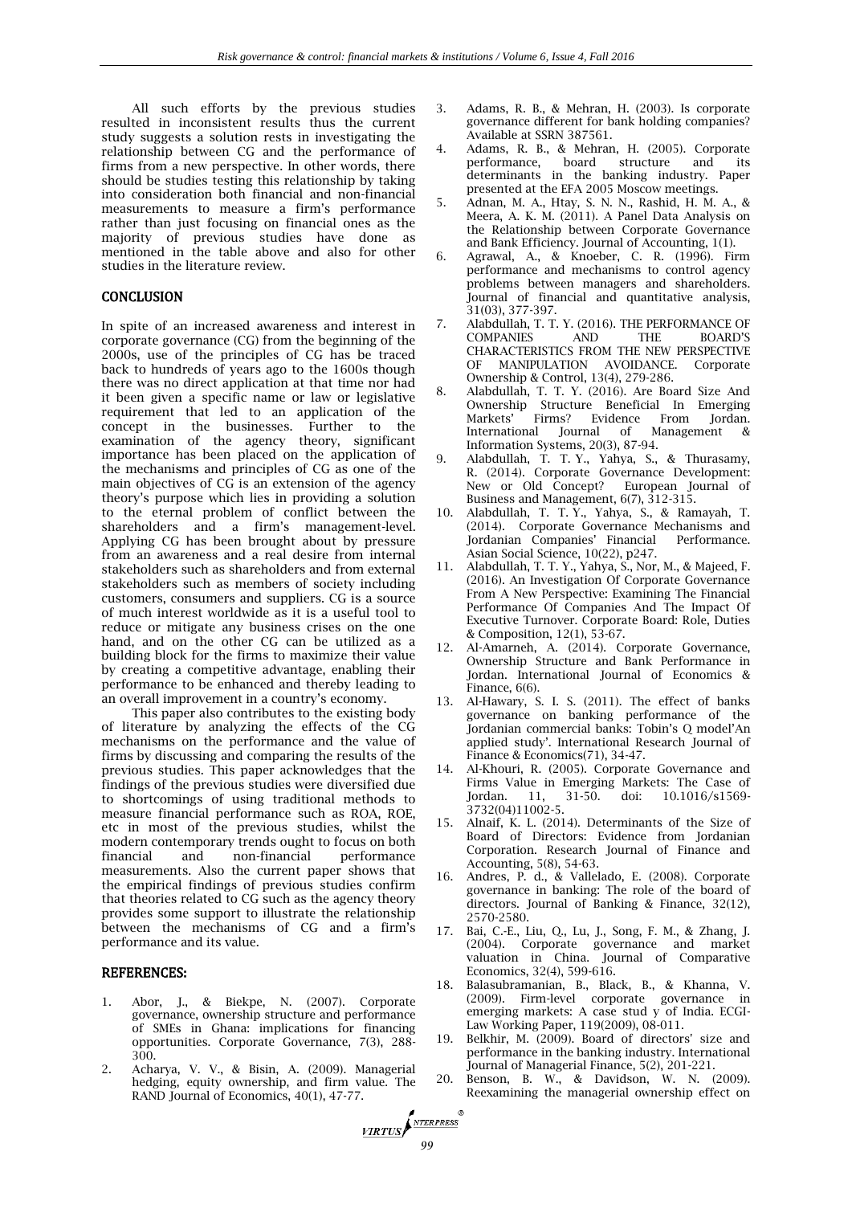All such efforts by the previous studies resulted in inconsistent results thus the current study suggests a solution rests in investigating the relationship between CG and the performance of firms from a new perspective. In other words, there should be studies testing this relationship by taking into consideration both financial and non-financial measurements to measure a firm's performance rather than just focusing on financial ones as the majority of previous studies have done as mentioned in the table above and also for other studies in the literature review.

## CONCLUSION

In spite of an increased awareness and interest in corporate governance (CG) from the beginning of the 2000s, use of the principles of CG has be traced back to hundreds of years ago to the 1600s though there was no direct application at that time nor had it been given a specific name or law or legislative requirement that led to an application of the concept in the businesses. Further to the examination of the agency theory, significant importance has been placed on the application of the mechanisms and principles of CG as one of the main objectives of CG is an extension of the agency theory's purpose which lies in providing a solution to the eternal problem of conflict between the shareholders and a firm's management-level. Applying CG has been brought about by pressure from an awareness and a real desire from internal stakeholders such as shareholders and from external stakeholders such as members of society including customers, consumers and suppliers. CG is a source of much interest worldwide as it is a useful tool to reduce or mitigate any business crises on the one hand, and on the other CG can be utilized as a building block for the firms to maximize their value by creating a competitive advantage, enabling their performance to be enhanced and thereby leading to an overall improvement in a country's economy.

This paper also contributes to the existing body of literature by analyzing the effects of the CG mechanisms on the performance and the value of firms by discussing and comparing the results of the previous studies. This paper acknowledges that the findings of the previous studies were diversified due to shortcomings of using traditional methods to measure financial performance such as ROA, ROE, etc in most of the previous studies, whilst the modern contemporary trends ought to focus on both financial and non-financial performance measurements. Also the current paper shows that the empirical findings of previous studies confirm that theories related to CG such as the agency theory provides some support to illustrate the relationship between the mechanisms of CG and a firm's performance and its value.

## REFERENCES:

1. Abor, J., & Biekpe, N. (2007). Corporate governance, ownership structure and performance of SMEs in Ghana: implications for financing opportunities. Corporate Governance, 7(3), 288-300.
2. Acharya, V. V., & Bisin, A. (2009). Managerial hedging, equity ownership, and firm value. The RAND Journal of Economics, 40(1), 47-77.
3. Adams, R. B., & Mehran, H. (2003). Is corporate governance different for bank holding companies? Available at SSRN 387561.
4. Adams, R. B., & Mehran, H. (2005). Corporate performance, board structure and its determinants in the banking industry. Paper presented at the EFA 2005 Moscow meetings.
5. Adnan, M. A., Htay, S. N. N., Rashid, H. M. A., & Meera, A. K. M. (2011). A Panel Data Analysis on the Relationship between Corporate Governance and Bank Efficiency. Journal of Accounting, 1(1).
6. Agrawal, A., & Knoeber, C. R. (1996). Firm performance and mechanisms to control agency problems between managers and shareholders. Journal of financial and quantitative analysis, 31(03), 377-397.
7. Alabdullah, T. T. Y. (2016). THE PERFORMANCE OF COMPANIES AND THE BOARD'S CHARACTERISTICS FROM THE NEW PERSPECTIVE OF MANIPULATION AVOIDANCE. Corporate Ownership & Control, 13(4), 279-286.
8. Alabdullah, T. T. Y. (2016). Are Board Size And Ownership Structure Beneficial In Emerging Markets' Firms? Evidence From Jordan. International Journal of Management & Information Systems, 20(3), 87-94.
9. Alabdullah, T. T. Y., Yahya, S., & Thurasamy, R. (2014). Corporate Governance Development: New or Old Concept? European Journal of Business and Management, 6(7), 312-315.
10. Alabdullah, T. T. Y., Yahya, S., & Ramayah, T. (2014). Corporate Governance Mechanisms and Jordanian Companies' Financial Performance. Asian Social Science, 10(22), p247.
11. Alabdullah, T. T. Y., Yahya, S., Nor, M., & Majeed, F. (2016). An Investigation Of Corporate Governance From A New Perspective: Examining The Financial Performance Of Companies And The Impact Of Executive Turnover. Corporate Board: Role, Duties & Composition, 12(1), 53-67.
12. Al-Amarneh, A. (2014). Corporate Governance, Ownership Structure and Bank Performance in Jordan. International Journal of Economics & Finance, 6(6).
13. Al-Hawary, S. I. S. (2011). The effect of banks governance on banking performance of the Jordanian commercial banks: Tobin's Q model'An applied study'. International Research Journal of Finance & Economics(71), 34-47.
14. Al-Khouri, R. (2005). Corporate Governance and Firms Value in Emerging Markets: The Case of Jordan. 11, 31-50. doi: 10.1016/s1569-3732(04)11002-5.
15. Alnaif, K. L. (2014). Determinants of the Size of Board of Directors: Evidence from Jordanian Corporation. Research Journal of Finance and Accounting, 5(8), 54-63.
16. Andres, P. d., & Vallelado, E. (2008). Corporate governance in banking: The role of the board of directors. Journal of Banking & Finance, 32(12), 2570-2580.
17. Bai, C.-E., Liu, Q., Lu, J., Song, F. M., & Zhang, J. (2004). Corporate governance and market valuation in China. Journal of Comparative Economics, 32(4), 599-616.
18. Balasubramanian, B., Black, B., & Khanna, V. (2009). Firm-level corporate governance in emerging markets: A case stud y of India. ECGI-Law Working Paper, 119(2009), 08-011.
19. Belkhir, M. (2009). Board of directors' size and performance in the banking industry. International Journal of Managerial Finance, 5(2), 201-221.
20. Benson, B. W., & Davidson, W. N. (2009). Reexamining the managerial ownership effect on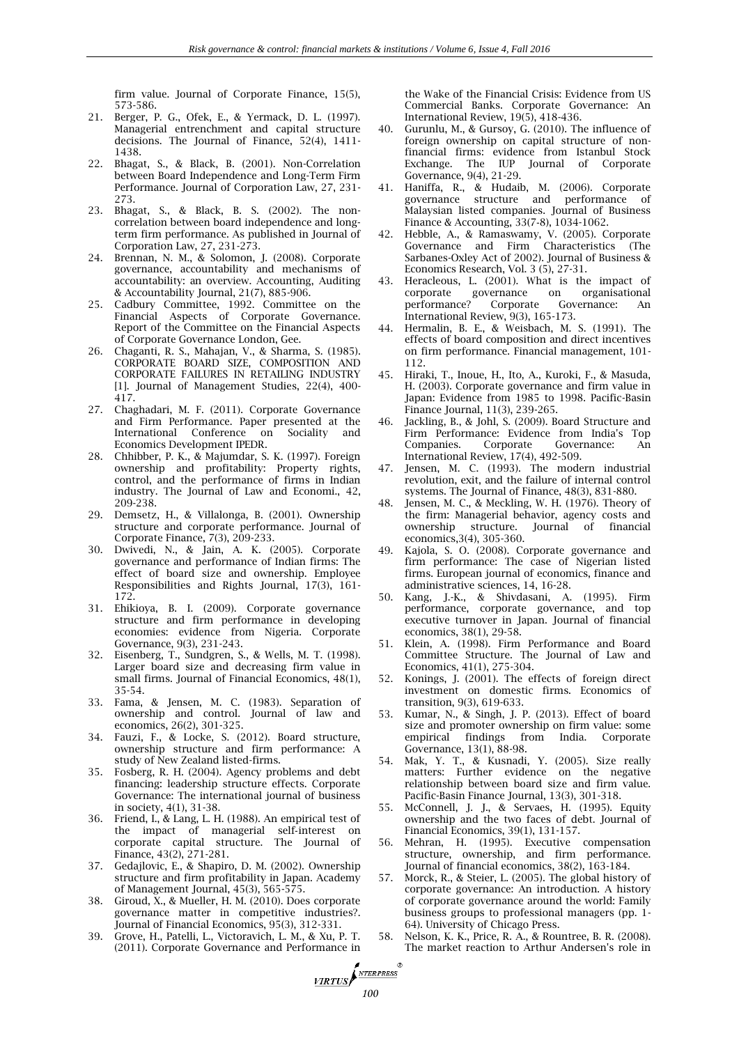firm value. Journal of Corporate Finance, 15(5), 573-586.

21. Berger, P. G., Ofek, E., & Yermack, D. L. (1997). Managerial entrenchment and capital structure decisions. The Journal of Finance, 52(4), 1411-1438.
22. Bhagat, S., & Black, B. (2001). Non-Correlation between Board Independence and Long-Term Firm Performance. Journal of Corporation Law, 27, 231-273.
23. Bhagat, S., & Black, B. S. (2002). The non-correlation between board independence and long-term firm performance. As published in Journal of Corporation Law, 27, 231-273.
24. Brennan, N. M., & Solomon, J. (2008). Corporate governance, accountability and mechanisms of accountability: an overview. Accounting, Auditing & Accountability Journal, 21(7), 885-906.
25. Cadbury Committee, 1992. Committee on the Financial Aspects of Corporate Governance. Report of the Committee on the Financial Aspects of Corporate Governance London, Gee.
26. Chaganti, R. S., Mahajan, V., & Sharma, S. (1985). CORPORATE BOARD SIZE, COMPOSITION AND CORPORATE FAILURES IN RETAILING INDUSTRY [1]. Journal of Management Studies, 22(4), 400-417.
27. Chaghadari, M. F. (2011). Corporate Governance and Firm Performance. Paper presented at the International Conference on Sociality and Economics Development IPEDR.
28. Chhibber, P. K., & Majumdar, S. K. (1997). Foreign ownership and profitability: Property rights, control, and the performance of firms in Indian industry. The Journal of Law and Economi., 42, 209-238.
29. Demsetz, H., & Villalonga, B. (2001). Ownership structure and corporate performance. Journal of Corporate Finance, 7(3), 209-233.
30. Dwivedi, N., & Jain, A. K. (2005). Corporate governance and performance of Indian firms: The effect of board size and ownership. Employee Responsibilities and Rights Journal, 17(3), 161-172.
31. Ehikioya, B. I. (2009). Corporate governance structure and firm performance in developing economies: evidence from Nigeria. Corporate Governance, 9(3), 231-243.
32. Eisenberg, T., Sundgren, S., & Wells, M. T. (1998). Larger board size and decreasing firm value in small firms. Journal of Financial Economics, 48(1), 35-54.
33. Fama, & Jensen, M. C. (1983). Separation of ownership and control. Journal of law and economics, 26(2), 301-325.
34. Fauzi, F., & Locke, S. (2012). Board structure, ownership structure and firm performance: A study of New Zealand listed-firms.
35. Fosberg, R. H. (2004). Agency problems and debt financing: leadership structure effects. Corporate Governance: The international journal of business in society, 4(1), 31-38.
36. Friend, I., & Lang, L. H. (1988). An empirical test of the impact of managerial self-interest on corporate capital structure. The Journal of Finance, 43(2), 271-281.
37. Gedajlovic, E., & Shapiro, D. M. (2002). Ownership structure and firm profitability in Japan. Academy of Management Journal, 45(3), 565-575.
38. Giroud, X., & Mueller, H. M. (2010). Does corporate governance matter in competitive industries?. Journal of Financial Economics, 95(3), 312-331.
39. Grove, H., Patelli, L., Victoravich, L. M., & Xu, P. T. (2011). Corporate Governance and Performance in the Wake of the Financial Crisis: Evidence from US Commercial Banks. Corporate Governance: An International Review, 19(5), 418-436.
40. Gurunlu, M., & Gursoy, G. (2010). The influence of foreign ownership on capital structure of non-financial firms: evidence from Istanbul Stock Exchange. The IUP Journal of Corporate Governance, 9(4), 21-29.
41. Haniffa, R., & Hudaib, M. (2006). Corporate governance structure and performance of Malaysian listed companies. Journal of Business Finance & Accounting, 33(7-8), 1034-1062.
42. Hebble, A., & Ramaswamy, V. (2005). Corporate Governance and Firm Characteristics (The Sarbanes-Oxley Act of 2002). Journal of Business & Economics Research, Vol. 3 (5), 27-31.
43. Heracleous, L. (2001). What is the impact of corporate governance on organisational performance? Corporate Governance: An International Review, 9(3), 165-173.
44. Hermalin, B. E., & Weisbach, M. S. (1991). The effects of board composition and direct incentives on firm performance. Financial management, 101-112.
45. Hiraki, T., Inoue, H., Ito, A., Kuroki, F., & Masuda, H. (2003). Corporate governance and firm value in Japan: Evidence from 1985 to 1998. Pacific-Basin Finance Journal, 11(3), 239-265.
46. Jackling, B., & Johl, S. (2009). Board Structure and Firm Performance: Evidence from India's Top Companies. Corporate Governance: An International Review, 17(4), 492-509.
47. Jensen, M. C. (1993). The modern industrial revolution, exit, and the failure of internal control systems. The Journal of Finance, 48(3), 831-880.
48. Jensen, M. C., & Meckling, W. H. (1976). Theory of the firm: Managerial behavior, agency costs and ownership structure. Journal of financial economics,3(4), 305-360.
49. Kajola, S. O. (2008). Corporate governance and firm performance: The case of Nigerian listed firms. European journal of economics, finance and administrative sciences, 14, 16-28.
50. Kang, J.-K., & Shivdasani, A. (1995). Firm performance, corporate governance, and top executive turnover in Japan. Journal of financial economics, 38(1), 29-58.
51. Klein, A. (1998). Firm Performance and Board Committee Structure. The Journal of Law and Economics, 41(1), 275-304.
52. Konings, J. (2001). The effects of foreign direct investment on domestic firms. Economics of transition, 9(3), 619-633.
53. Kumar, N., & Singh, J. P. (2013). Effect of board size and promoter ownership on firm value: some empirical findings from India. Corporate Governance, 13(1), 88-98.
54. Mak, Y. T., & Kusnadi, Y. (2005). Size really matters: Further evidence on the negative relationship between board size and firm value. Pacific-Basin Finance Journal, 13(3), 301-318.
55. McConnell, J. J., & Servaes, H. (1995). Equity ownership and the two faces of debt. Journal of Financial Economics, 39(1), 131-157.
56. Mehran, H. (1995). Executive compensation structure, ownership, and firm performance. Journal of financial economics, 38(2), 163-184.
57. Morck, R., & Steier, L. (2005). The global history of corporate governance: An introduction. A history of corporate governance around the world: Family business groups to professional managers (pp. 1-64). University of Chicago Press.
58. Nelson, K. K., Price, R. A., & Rountree, B. R. (2008). The market reaction to Arthur Andersen's role in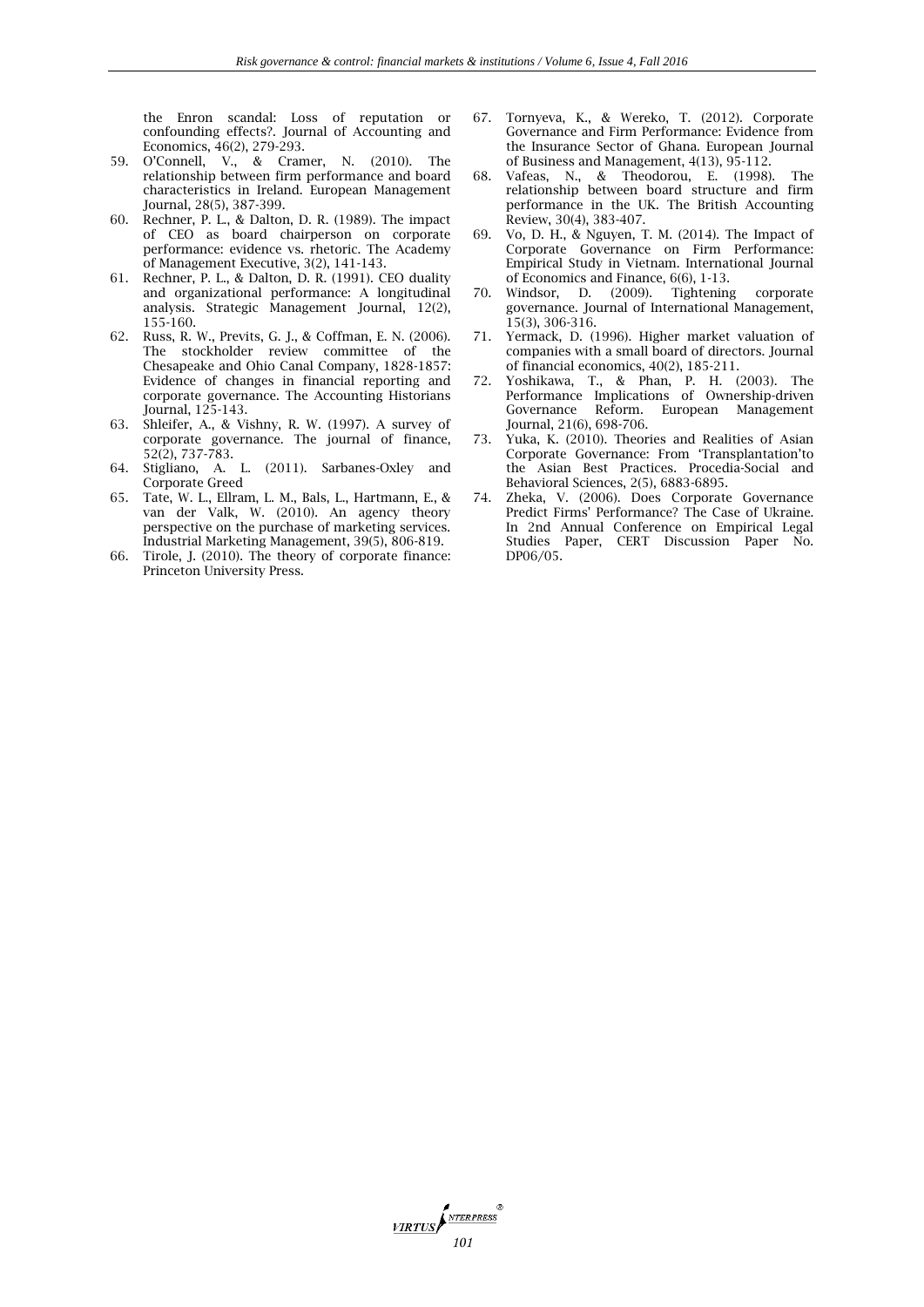the Enron scandal: Loss of reputation or confounding effects?. Journal of Accounting and Economics, 46(2), 279-293.

59. O'Connell, V., & Cramer, N. (2010). The relationship between firm performance and board characteristics in Ireland. European Management Journal, 28(5), 387-399.
60. Rechner, P. L., & Dalton, D. R. (1989). The impact of CEO as board chairperson on corporate performance: evidence vs. rhetoric. The Academy of Management Executive, 3(2), 141-143.
61. Rechner, P. L., & Dalton, D. R. (1991). CEO duality and organizational performance: A longitudinal analysis. Strategic Management Journal, 12(2), 155-160.
62. Russ, R. W., Previts, G. J., & Coffman, E. N. (2006). The stockholder review committee of the Chesapeake and Ohio Canal Company, 1828-1857: Evidence of changes in financial reporting and corporate governance. The Accounting Historians Journal, 125-143.
63. Shleifer, A., & Vishny, R. W. (1997). A survey of corporate governance. The journal of finance, 52(2), 737-783.
64. Stigliano, A. L. (2011). Sarbanes-Oxley and Corporate Greed
65. Tate, W. L., Ellram, L. M., Bals, L., Hartmann, E., & van der Valk, W. (2010). An agency theory perspective on the purchase of marketing services. Industrial Marketing Management, 39(5), 806-819.
66. Tirole, J. (2010). The theory of corporate finance: Princeton University Press.
67. Tornyeva, K., & Wereko, T. (2012). Corporate Governance and Firm Performance: Evidence from the Insurance Sector of Ghana. European Journal of Business and Management, 4(13), 95-112.
68. Vafeas, N., & Theodorou, E. (1998). The relationship between board structure and firm performance in the UK. The British Accounting Review, 30(4), 383-407.
69. Vo, D. H., & Nguyen, T. M. (2014). The Impact of Corporate Governance on Firm Performance: Empirical Study in Vietnam. International Journal of Economics and Finance, 6(6), 1-13.
70. Windsor, D. (2009). Tightening corporate governance. Journal of International Management, 15(3), 306-316.
71. Yermack, D. (1996). Higher market valuation of companies with a small board of directors. Journal of financial economics, 40(2), 185-211.
72. Yoshikawa, T., & Phan, P. H. (2003). The Performance Implications of Ownership-driven Governance Reform. European Management Journal, 21(6), 698-706.
73. Yuka, K. (2010). Theories and Realities of Asian Corporate Governance: From 'Transplantation'to the Asian Best Practices. Procedia-Social and Behavioral Sciences, 2(5), 6883-6895.
74. Zheka, V. (2006). Does Corporate Governance Predict Firms' Performance? The Case of Ukraine. In 2nd Annual Conference on Empirical Legal Studies Paper, CERT Discussion Paper No. DP06/05.